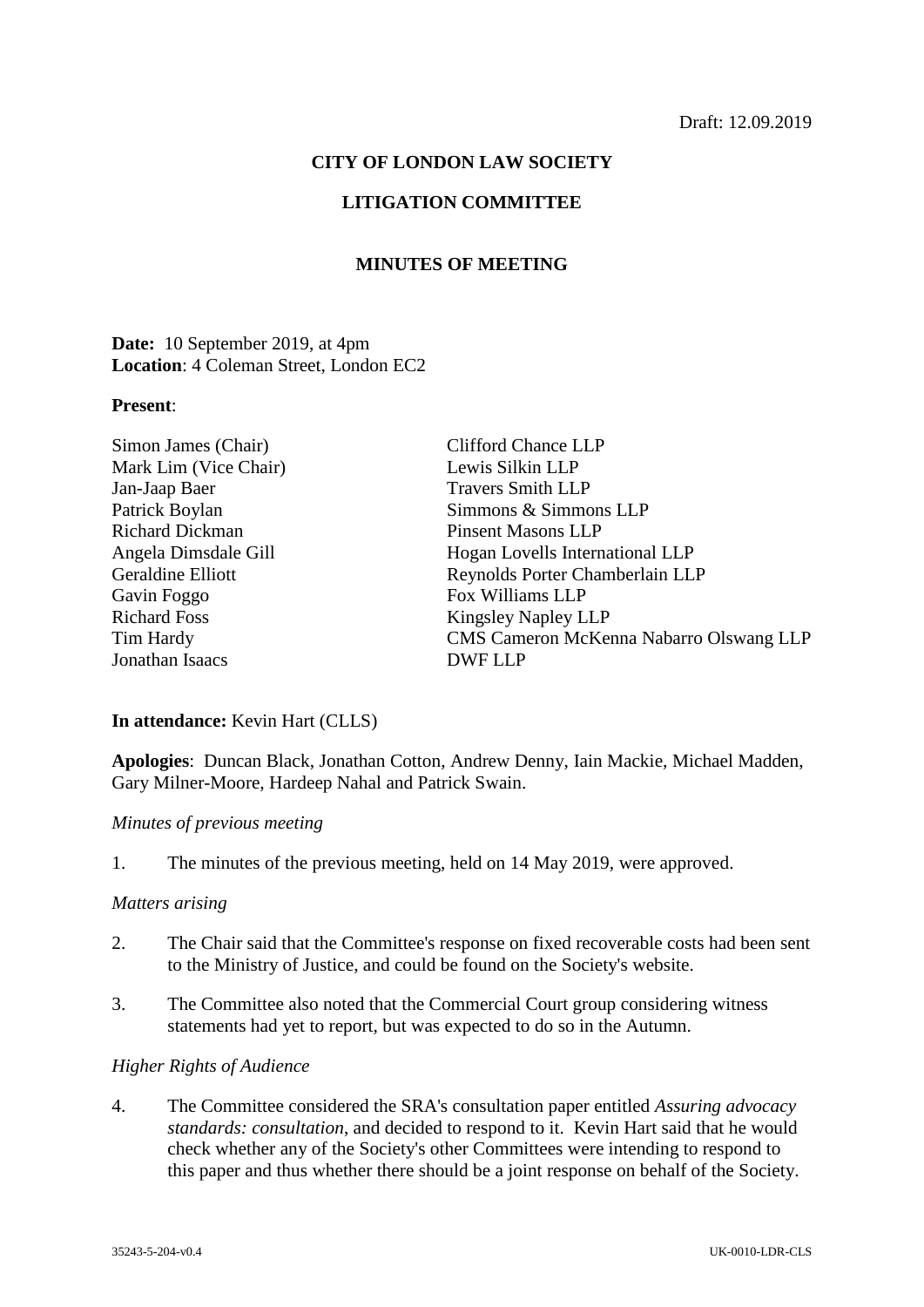Draft: 12.09.2019

**CITY OF LONDON LAW SOCIETY**

**LITIGATION COMMITTEE**

**MINUTES OF MEETING**

**Date:** 10 September 2019, at 4pm
**Location**: 4 Coleman Street, London EC2

**Present**:

| | |
|---|---|
| Simon James (Chair) | Clifford Chance LLP |
| Mark Lim (Vice Chair) | Lewis Silkin LLP |
| Jan-Jaap Baer | Travers Smith LLP |
| Patrick Boylan | Simmons & Simmons LLP |
| Richard Dickman | Pinsent Masons LLP |
| Angela Dimsdale Gill | Hogan Lovells International LLP |
| Geraldine Elliott | Reynolds Porter Chamberlain LLP |
| Gavin Foggo | Fox Williams LLP |
| Richard Foss | Kingsley Napley LLP |
| Tim Hardy | CMS Cameron McKenna Nabarro Olswang LLP |
| Jonathan Isaacs | DWF LLP |

**In attendance:** Kevin Hart (CLLS)

**Apologies**: Duncan Black, Jonathan Cotton, Andrew Denny, Iain Mackie, Michael Madden, Gary Milner-Moore, Hardeep Nahal and Patrick Swain.

*Minutes of previous meeting*

1. The minutes of the previous meeting, held on 14 May 2019, were approved.

*Matters arising*

2. The Chair said that the Committee's response on fixed recoverable costs had been sent to the Ministry of Justice, and could be found on the Society's website.

3. The Committee also noted that the Commercial Court group considering witness statements had yet to report, but was expected to do so in the Autumn.

*Higher Rights of Audience*

4. The Committee considered the SRA's consultation paper entitled *Assuring advocacy standards: consultation*, and decided to respond to it. Kevin Hart said that he would check whether any of the Society's other Committees were intending to respond to this paper and thus whether there should be a joint response on behalf of the Society.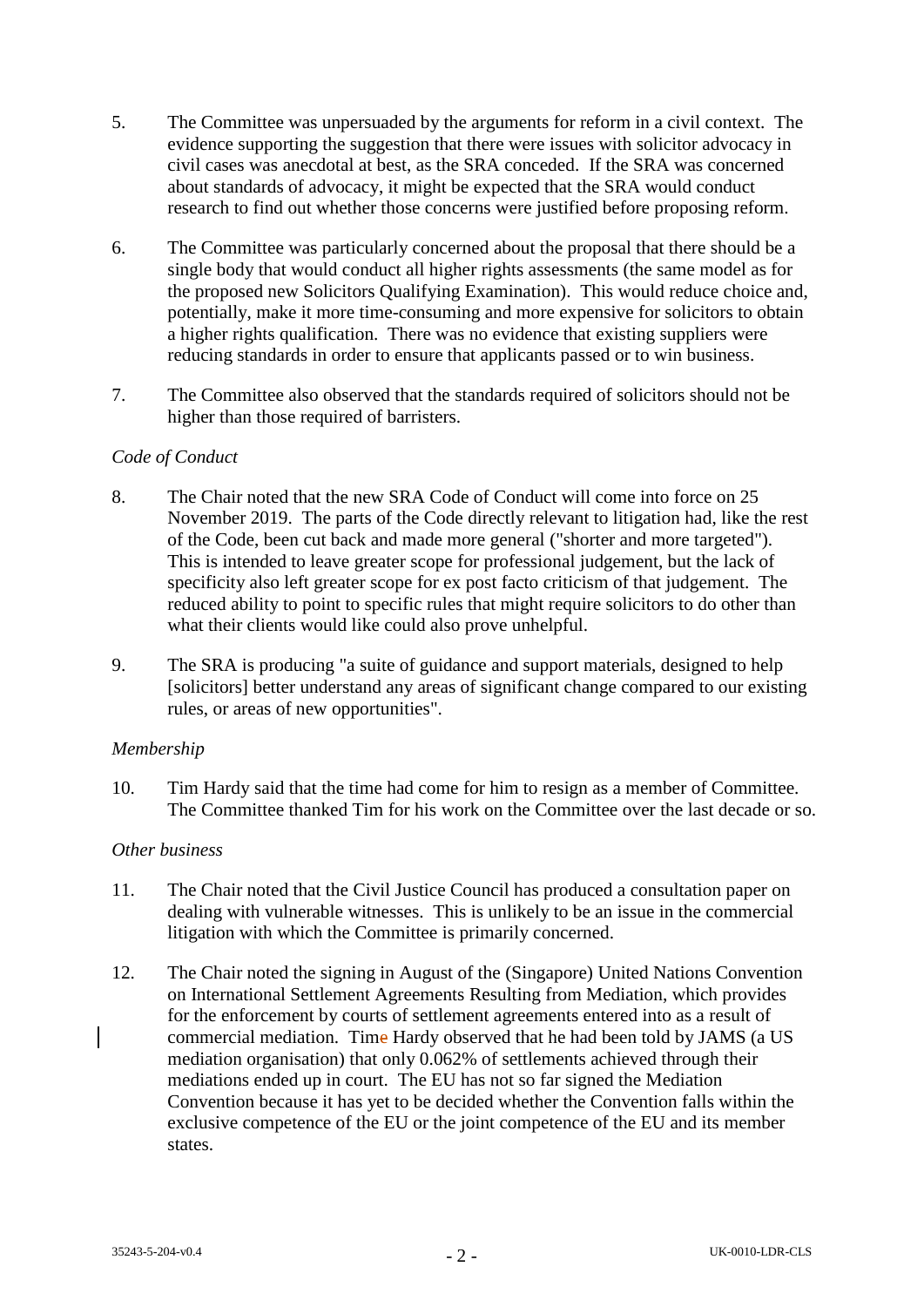5. The Committee was unpersuaded by the arguments for reform in a civil context. The evidence supporting the suggestion that there were issues with solicitor advocacy in civil cases was anecdotal at best, as the SRA conceded. If the SRA was concerned about standards of advocacy, it might be expected that the SRA would conduct research to find out whether those concerns were justified before proposing reform.

6. The Committee was particularly concerned about the proposal that there should be a single body that would conduct all higher rights assessments (the same model as for the proposed new Solicitors Qualifying Examination). This would reduce choice and, potentially, make it more time-consuming and more expensive for solicitors to obtain a higher rights qualification. There was no evidence that existing suppliers were reducing standards in order to ensure that applicants passed or to win business.

7. The Committee also observed that the standards required of solicitors should not be higher than those required of barristers.

*Code of Conduct*

8. The Chair noted that the new SRA Code of Conduct will come into force on 25 November 2019. The parts of the Code directly relevant to litigation had, like the rest of the Code, been cut back and made more general ("shorter and more targeted"). This is intended to leave greater scope for professional judgement, but the lack of specificity also left greater scope for ex post facto criticism of that judgement. The reduced ability to point to specific rules that might require solicitors to do other than what their clients would like could also prove unhelpful.

9. The SRA is producing "a suite of guidance and support materials, designed to help [solicitors] better understand any areas of significant change compared to our existing rules, or areas of new opportunities".

*Membership*

10. Tim Hardy said that the time had come for him to resign as a member of Committee. The Committee thanked Tim for his work on the Committee over the last decade or so.

*Other business*

11. The Chair noted that the Civil Justice Council has produced a consultation paper on dealing with vulnerable witnesses. This is unlikely to be an issue in the commercial litigation with which the Committee is primarily concerned.

12. The Chair noted the signing in August of the (Singapore) United Nations Convention on International Settlement Agreements Resulting from Mediation, which provides for the enforcement by courts of settlement agreements entered into as a result of commercial mediation. Time Hardy observed that he had been told by JAMS (a US mediation organisation) that only 0.062% of settlements achieved through their mediations ended up in court. The EU has not so far signed the Mediation Convention because it has yet to be decided whether the Convention falls within the exclusive competence of the EU or the joint competence of the EU and its member states.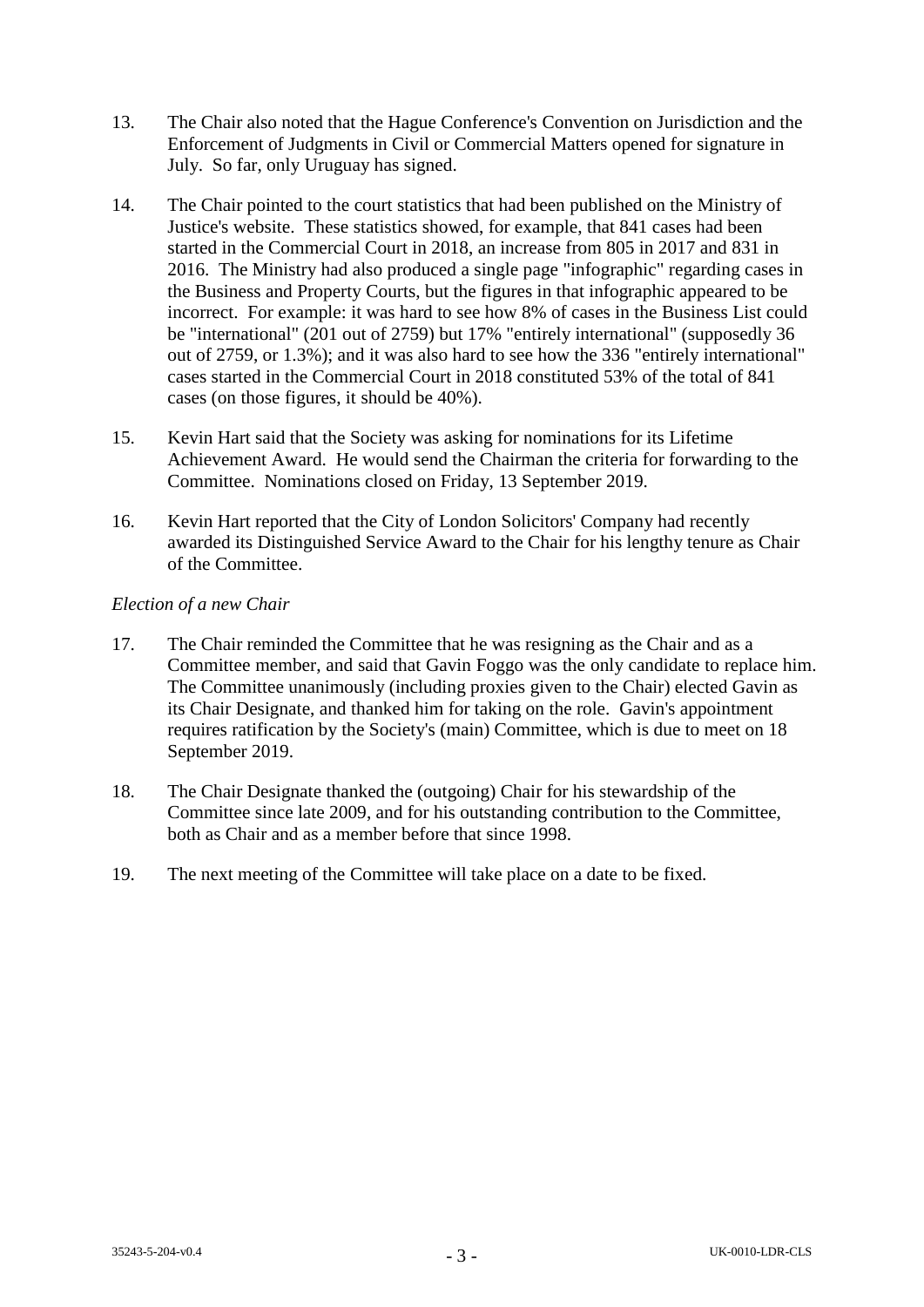13. The Chair also noted that the Hague Conference's Convention on Jurisdiction and the Enforcement of Judgments in Civil or Commercial Matters opened for signature in July. So far, only Uruguay has signed.

14. The Chair pointed to the court statistics that had been published on the Ministry of Justice's website. These statistics showed, for example, that 841 cases had been started in the Commercial Court in 2018, an increase from 805 in 2017 and 831 in 2016. The Ministry had also produced a single page "infographic" regarding cases in the Business and Property Courts, but the figures in that infographic appeared to be incorrect. For example: it was hard to see how 8% of cases in the Business List could be "international" (201 out of 2759) but 17% "entirely international" (supposedly 36 out of 2759, or 1.3%); and it was also hard to see how the 336 "entirely international" cases started in the Commercial Court in 2018 constituted 53% of the total of 841 cases (on those figures, it should be 40%).

15. Kevin Hart said that the Society was asking for nominations for its Lifetime Achievement Award. He would send the Chairman the criteria for forwarding to the Committee. Nominations closed on Friday, 13 September 2019.

16. Kevin Hart reported that the City of London Solicitors' Company had recently awarded its Distinguished Service Award to the Chair for his lengthy tenure as Chair of the Committee.

*Election of a new Chair*

17. The Chair reminded the Committee that he was resigning as the Chair and as a Committee member, and said that Gavin Foggo was the only candidate to replace him. The Committee unanimously (including proxies given to the Chair) elected Gavin as its Chair Designate, and thanked him for taking on the role. Gavin's appointment requires ratification by the Society's (main) Committee, which is due to meet on 18 September 2019.

18. The Chair Designate thanked the (outgoing) Chair for his stewardship of the Committee since late 2009, and for his outstanding contribution to the Committee, both as Chair and as a member before that since 1998.

19. The next meeting of the Committee will take place on a date to be fixed.